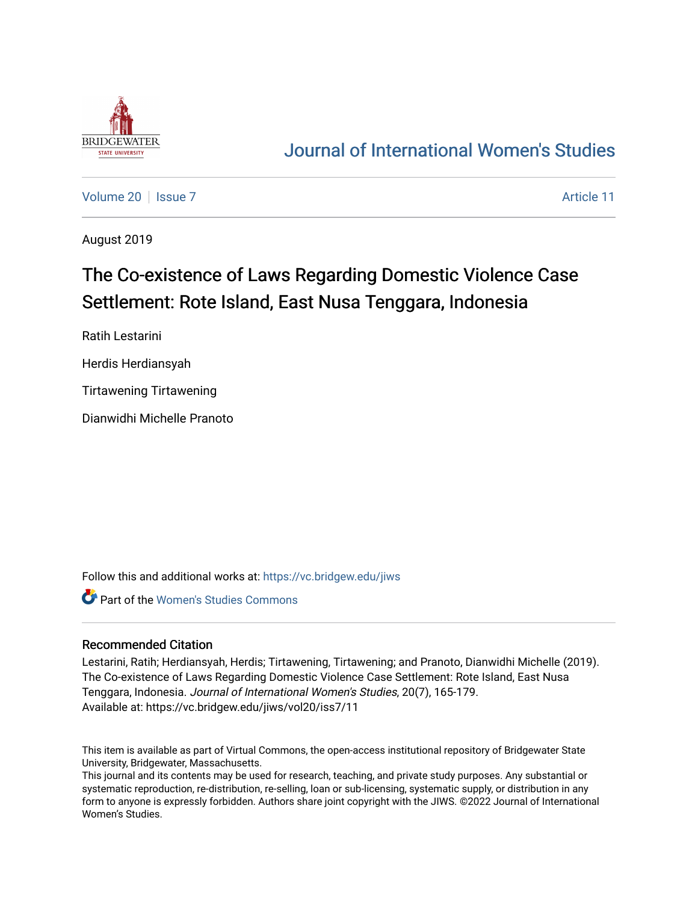# Journal of International Women's Studies

Volume 20 | Issue 7 | Article 11

August 2019

## The Co-existence of Laws Regarding Domestic Violence Case Settlement: Rote Island, East Nusa Tenggara, Indonesia

Ratih Lestarini

Herdis Herdiansyah

Tirtawening Tirtawening

Dianwidhi Michelle Pranoto

Follow this and additional works at: https://vc.bridgew.edu/jiws

Part of the Women's Studies Commons

### Recommended Citation

Lestarini, Ratih; Herdiansyah, Herdis; Tirtawening, Tirtawening; and Pranoto, Dianwidhi Michelle (2019). The Co-existence of Laws Regarding Domestic Violence Case Settlement: Rote Island, East Nusa Tenggara, Indonesia. *Journal of International Women's Studies*, 20(7), 165-179.
Available at: https://vc.bridgew.edu/jiws/vol20/iss7/11

This item is available as part of Virtual Commons, the open-access institutional repository of Bridgewater State University, Bridgewater, Massachusetts.
This journal and its contents may be used for research, teaching, and private study purposes. Any substantial or systematic reproduction, re-distribution, re-selling, loan or sub-licensing, systematic supply, or distribution in any form to anyone is expressly forbidden. Authors share joint copyright with the JIWS. ©2022 Journal of International Women's Studies.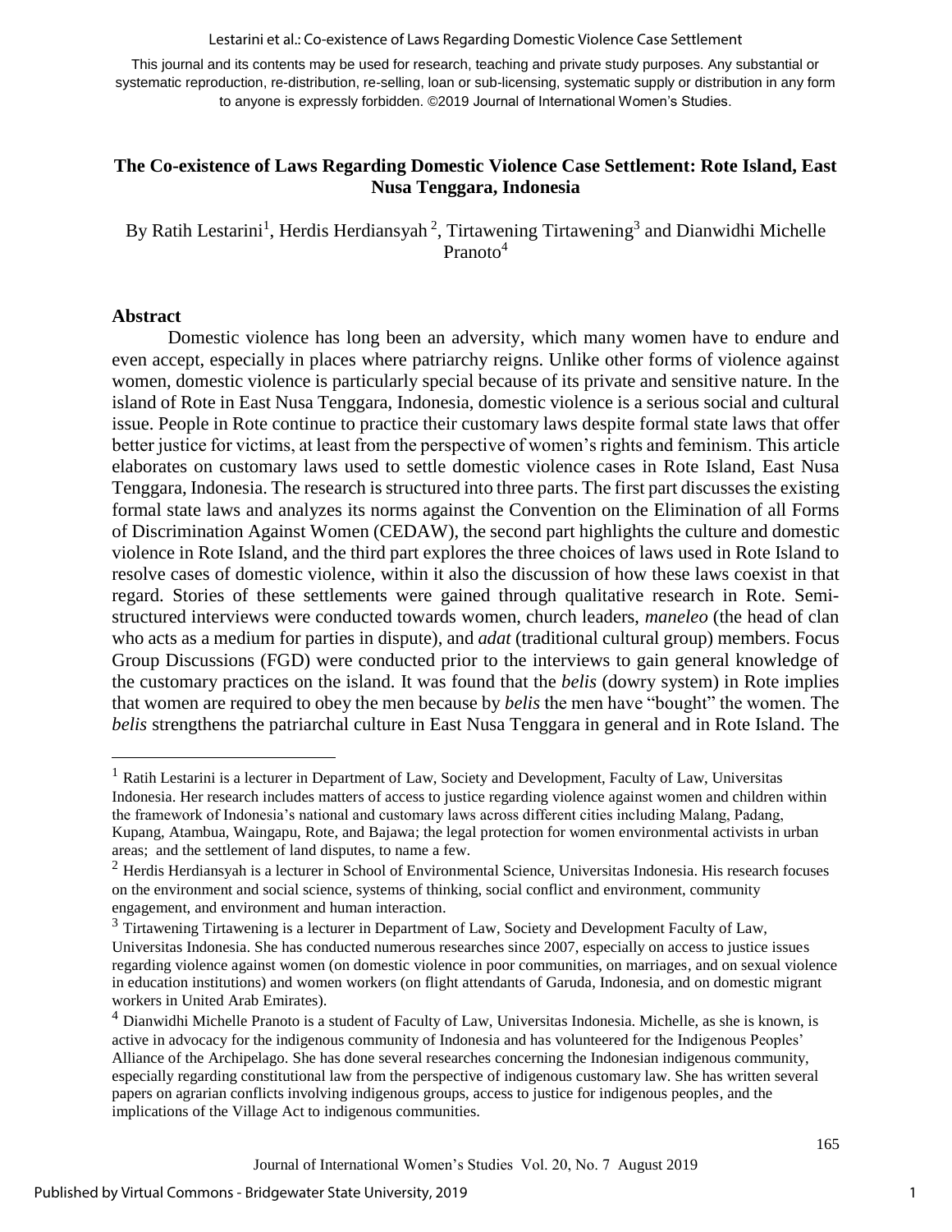This journal and its contents may be used for research, teaching and private study purposes. Any substantial or systematic reproduction, re-distribution, re-selling, loan or sub-licensing, systematic supply or distribution in any form to anyone is expressly forbidden. ©2019 Journal of International Women's Studies.

# The Co-existence of Laws Regarding Domestic Violence Case Settlement: Rote Island, East Nusa Tenggara, Indonesia

By Ratih Lestarini[1], Herdis Herdiansyah [2], Tirtawening Tirtawening[3] and Dianwidhi Michelle Pranoto[4]

## Abstract

Domestic violence has long been an adversity, which many women have to endure and even accept, especially in places where patriarchy reigns. Unlike other forms of violence against women, domestic violence is particularly special because of its private and sensitive nature. In the island of Rote in East Nusa Tenggara, Indonesia, domestic violence is a serious social and cultural issue. People in Rote continue to practice their customary laws despite formal state laws that offer better justice for victims, at least from the perspective of women's rights and feminism. This article elaborates on customary laws used to settle domestic violence cases in Rote Island, East Nusa Tenggara, Indonesia. The research is structured into three parts. The first part discusses the existing formal state laws and analyzes its norms against the Convention on the Elimination of all Forms of Discrimination Against Women (CEDAW), the second part highlights the culture and domestic violence in Rote Island, and the third part explores the three choices of laws used in Rote Island to resolve cases of domestic violence, within it also the discussion of how these laws coexist in that regard. Stories of these settlements were gained through qualitative research in Rote. Semi-structured interviews were conducted towards women, church leaders, *maneleo* (the head of clan who acts as a medium for parties in dispute), and *adat* (traditional cultural group) members. Focus Group Discussions (FGD) were conducted prior to the interviews to gain general knowledge of the customary practices on the island. It was found that the *belis* (dowry system) in Rote implies that women are required to obey the men because by *belis* the men have "bought" the women. The *belis* strengthens the patriarchal culture in East Nusa Tenggara in general and in Rote Island. The

---

[1] Ratih Lestarini is a lecturer in Department of Law, Society and Development, Faculty of Law, Universitas Indonesia. Her research includes matters of access to justice regarding violence against women and children within the framework of Indonesia's national and customary laws across different cities including Malang, Padang, Kupang, Atambua, Waingapu, Rote, and Bajawa; the legal protection for women environmental activists in urban areas; and the settlement of land disputes, to name a few.

[2] Herdis Herdiansyah is a lecturer in School of Environmental Science, Universitas Indonesia. His research focuses on the environment and social science, systems of thinking, social conflict and environment, community engagement, and environment and human interaction.

[3] Tirtawening Tirtawening is a lecturer in Department of Law, Society and Development Faculty of Law, Universitas Indonesia. She has conducted numerous researches since 2007, especially on access to justice issues regarding violence against women (on domestic violence in poor communities, on marriages, and on sexual violence in education institutions) and women workers (on flight attendants of Garuda, Indonesia, and on domestic migrant workers in United Arab Emirates).

[4] Dianwidhi Michelle Pranoto is a student of Faculty of Law, Universitas Indonesia. Michelle, as she is known, is active in advocacy for the indigenous community of Indonesia and has volunteered for the Indigenous Peoples' Alliance of the Archipelago. She has done several researches concerning the Indonesian indigenous community, especially regarding constitutional law from the perspective of indigenous customary law. She has written several papers on agrarian conflicts involving indigenous groups, access to justice for indigenous peoples, and the implications of the Village Act to indigenous communities.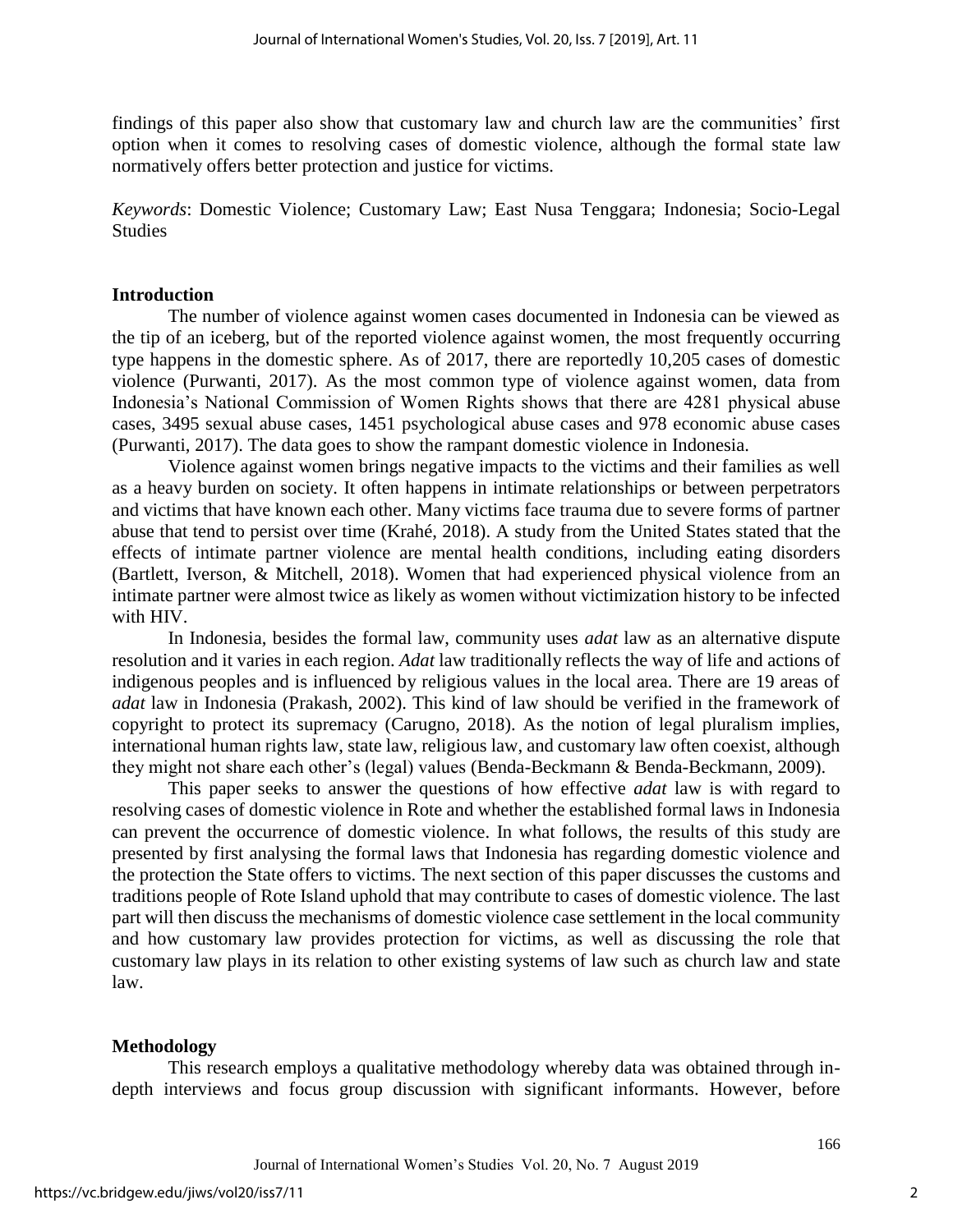findings of this paper also show that customary law and church law are the communities' first option when it comes to resolving cases of domestic violence, although the formal state law normatively offers better protection and justice for victims.

*Keywords*: Domestic Violence; Customary Law; East Nusa Tenggara; Indonesia; Socio-Legal Studies

## Introduction

The number of violence against women cases documented in Indonesia can be viewed as the tip of an iceberg, but of the reported violence against women, the most frequently occurring type happens in the domestic sphere. As of 2017, there are reportedly 10,205 cases of domestic violence (Purwanti, 2017). As the most common type of violence against women, data from Indonesia's National Commission of Women Rights shows that there are 4281 physical abuse cases, 3495 sexual abuse cases, 1451 psychological abuse cases and 978 economic abuse cases (Purwanti, 2017). The data goes to show the rampant domestic violence in Indonesia.

Violence against women brings negative impacts to the victims and their families as well as a heavy burden on society. It often happens in intimate relationships or between perpetrators and victims that have known each other. Many victims face trauma due to severe forms of partner abuse that tend to persist over time (Krahé, 2018). A study from the United States stated that the effects of intimate partner violence are mental health conditions, including eating disorders (Bartlett, Iverson, & Mitchell, 2018). Women that had experienced physical violence from an intimate partner were almost twice as likely as women without victimization history to be infected with HIV.

In Indonesia, besides the formal law, community uses *adat* law as an alternative dispute resolution and it varies in each region. *Adat* law traditionally reflects the way of life and actions of indigenous peoples and is influenced by religious values in the local area. There are 19 areas of *adat* law in Indonesia (Prakash, 2002). This kind of law should be verified in the framework of copyright to protect its supremacy (Carugno, 2018). As the notion of legal pluralism implies, international human rights law, state law, religious law, and customary law often coexist, although they might not share each other's (legal) values (Benda-Beckmann & Benda-Beckmann, 2009).

This paper seeks to answer the questions of how effective *adat* law is with regard to resolving cases of domestic violence in Rote and whether the established formal laws in Indonesia can prevent the occurrence of domestic violence. In what follows, the results of this study are presented by first analysing the formal laws that Indonesia has regarding domestic violence and the protection the State offers to victims. The next section of this paper discusses the customs and traditions people of Rote Island uphold that may contribute to cases of domestic violence. The last part will then discuss the mechanisms of domestic violence case settlement in the local community and how customary law provides protection for victims, as well as discussing the role that customary law plays in its relation to other existing systems of law such as church law and state law.

## Methodology

This research employs a qualitative methodology whereby data was obtained through in-depth interviews and focus group discussion with significant informants. However, before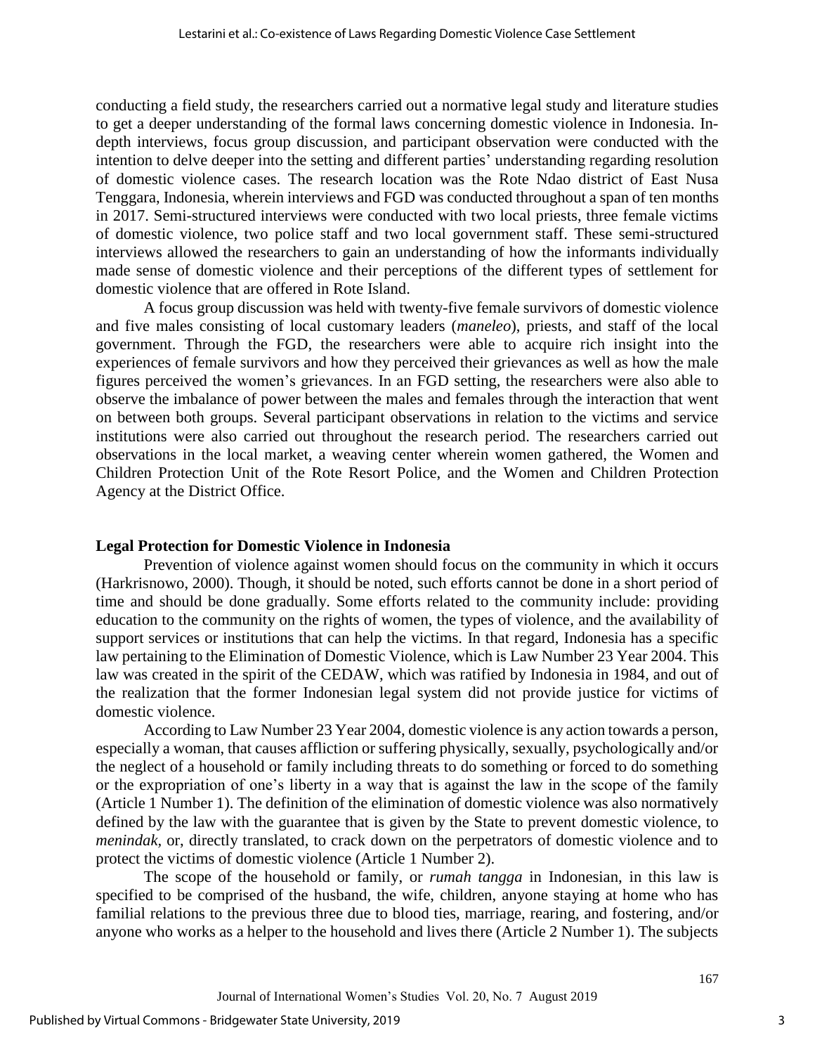conducting a field study, the researchers carried out a normative legal study and literature studies to get a deeper understanding of the formal laws concerning domestic violence in Indonesia. In-depth interviews, focus group discussion, and participant observation were conducted with the intention to delve deeper into the setting and different parties' understanding regarding resolution of domestic violence cases. The research location was the Rote Ndao district of East Nusa Tenggara, Indonesia, wherein interviews and FGD was conducted throughout a span of ten months in 2017. Semi-structured interviews were conducted with two local priests, three female victims of domestic violence, two police staff and two local government staff. These semi-structured interviews allowed the researchers to gain an understanding of how the informants individually made sense of domestic violence and their perceptions of the different types of settlement for domestic violence that are offered in Rote Island.

A focus group discussion was held with twenty-five female survivors of domestic violence and five males consisting of local customary leaders (*maneleo*), priests, and staff of the local government. Through the FGD, the researchers were able to acquire rich insight into the experiences of female survivors and how they perceived their grievances as well as how the male figures perceived the women's grievances. In an FGD setting, the researchers were also able to observe the imbalance of power between the males and females through the interaction that went on between both groups. Several participant observations in relation to the victims and service institutions were also carried out throughout the research period. The researchers carried out observations in the local market, a weaving center wherein women gathered, the Women and Children Protection Unit of the Rote Resort Police, and the Women and Children Protection Agency at the District Office.

## Legal Protection for Domestic Violence in Indonesia

Prevention of violence against women should focus on the community in which it occurs (Harkrisnowo, 2000). Though, it should be noted, such efforts cannot be done in a short period of time and should be done gradually. Some efforts related to the community include: providing education to the community on the rights of women, the types of violence, and the availability of support services or institutions that can help the victims. In that regard, Indonesia has a specific law pertaining to the Elimination of Domestic Violence, which is Law Number 23 Year 2004. This law was created in the spirit of the CEDAW, which was ratified by Indonesia in 1984, and out of the realization that the former Indonesian legal system did not provide justice for victims of domestic violence.

According to Law Number 23 Year 2004, domestic violence is any action towards a person, especially a woman, that causes affliction or suffering physically, sexually, psychologically and/or the neglect of a household or family including threats to do something or forced to do something or the expropriation of one's liberty in a way that is against the law in the scope of the family (Article 1 Number 1). The definition of the elimination of domestic violence was also normatively defined by the law with the guarantee that is given by the State to prevent domestic violence, to *menindak*, or, directly translated, to crack down on the perpetrators of domestic violence and to protect the victims of domestic violence (Article 1 Number 2).

The scope of the household or family, or *rumah tangga* in Indonesian, in this law is specified to be comprised of the husband, the wife, children, anyone staying at home who has familial relations to the previous three due to blood ties, marriage, rearing, and fostering, and/or anyone who works as a helper to the household and lives there (Article 2 Number 1). The subjects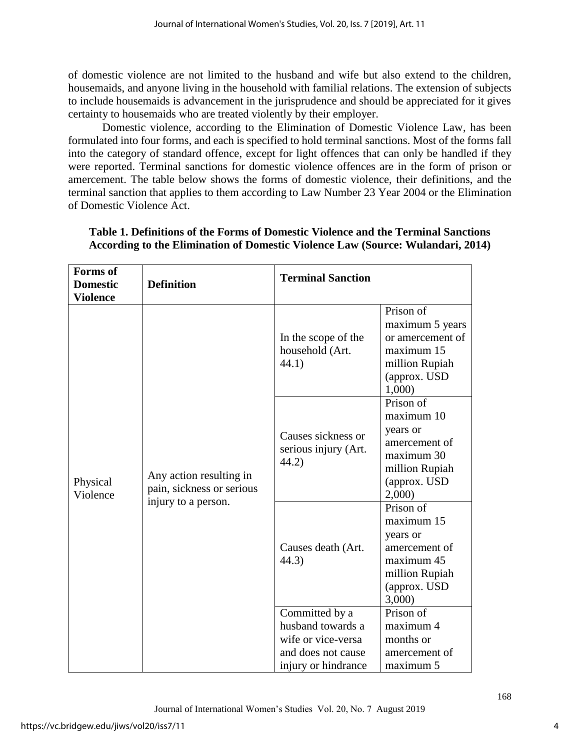of domestic violence are not limited to the husband and wife but also extend to the children, housemaids, and anyone living in the household with familial relations. The extension of subjects to include housemaids is advancement in the jurisprudence and should be appreciated for it gives certainty to housemaids who are treated violently by their employer.

Domestic violence, according to the Elimination of Domestic Violence Law, has been formulated into four forms, and each is specified to hold terminal sanctions. Most of the forms fall into the category of standard offence, except for light offences that can only be handled if they were reported. Terminal sanctions for domestic violence offences are in the form of prison or amercement. The table below shows the forms of domestic violence, their definitions, and the terminal sanction that applies to them according to Law Number 23 Year 2004 or the Elimination of Domestic Violence Act.

**Table 1. Definitions of the Forms of Domestic Violence and the Terminal Sanctions According to the Elimination of Domestic Violence Law (Source: Wulandari, 2014)**

| **Forms of Domestic Violence** | **Definition** | **Terminal Sanction** | |
|---|---|---|---|
| Physical Violence | Any action resulting in pain, sickness or serious injury to a person. | In the scope of the household (Art. 44.1) | Prison of maximum 5 years or amercement of maximum 15 million Rupiah (approx. USD 1,000) |
| | | Causes sickness or serious injury (Art. 44.2) | Prison of maximum 10 years or amercement of maximum 30 million Rupiah (approx. USD 2,000) |
| | | Causes death (Art. 44.3) | Prison of maximum 15 years or amercement of maximum 45 million Rupiah (approx. USD 3,000) |
| | | Committed by a husband towards a wife or vice-versa and does not cause injury or hindrance | Prison of maximum 4 months or amercement of maximum 5 |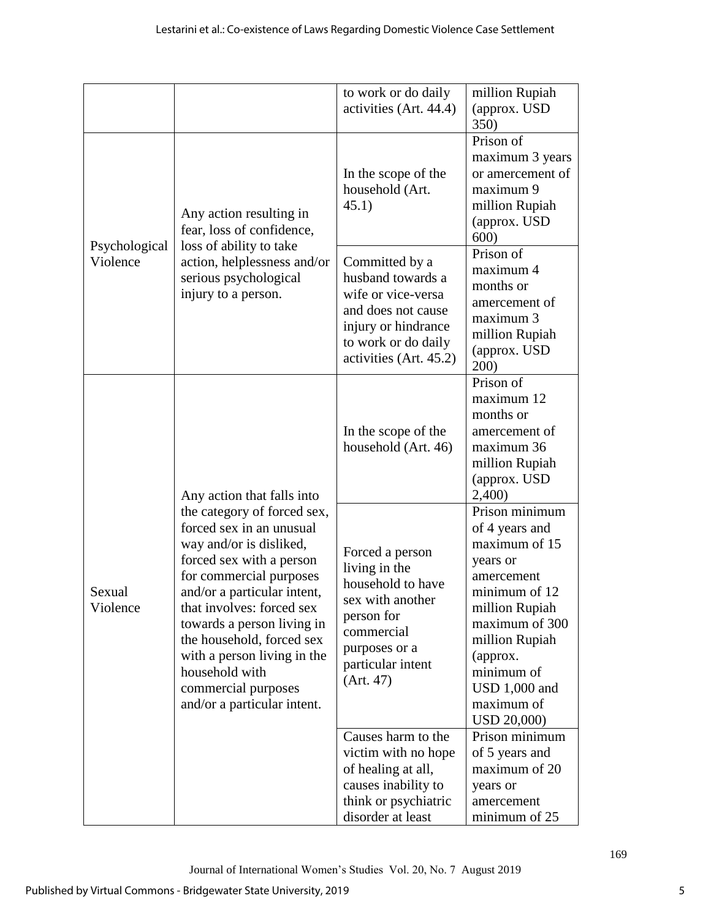|  |  | to work or do daily activities (Art. 44.4) | million Rupiah (approx. USD 350) |
|---|---|---|---|
| Psychological Violence | Any action resulting in fear, loss of confidence, loss of ability to take action, helplessness and/or serious psychological injury to a person. | In the scope of the household (Art. 45.1) | Prison of maximum 3 years or amercement of maximum 9 million Rupiah (approx. USD 600) |
|  |  | Committed by a husband towards a wife or vice-versa and does not cause injury or hindrance to work or do daily activities (Art. 45.2) | Prison of maximum 4 months or amercement of maximum 3 million Rupiah (approx. USD 200) |
| Sexual Violence | Any action that falls into the category of forced sex, forced sex in an unusual way and/or is disliked, forced sex with a person for commercial purposes and/or a particular intent, that involves: forced sex towards a person living in the household, forced sex with a person living in the household with commercial purposes and/or a particular intent. | In the scope of the household (Art. 46) | Prison of maximum 12 months or amercement of maximum 36 million Rupiah (approx. USD 2,400) |
|  |  | Forced a person living in the household to have sex with another person for commercial purposes or a particular intent (Art. 47) | Prison minimum of 4 years and maximum of 15 years or amercement minimum of 12 million Rupiah maximum of 300 million Rupiah (approx. minimum of USD 1,000 and maximum of USD 20,000) |
|  |  | Causes harm to the victim with no hope of healing at all, causes inability to think or psychiatric disorder at least | Prison minimum of 5 years and maximum of 20 years or amercement minimum of 25 |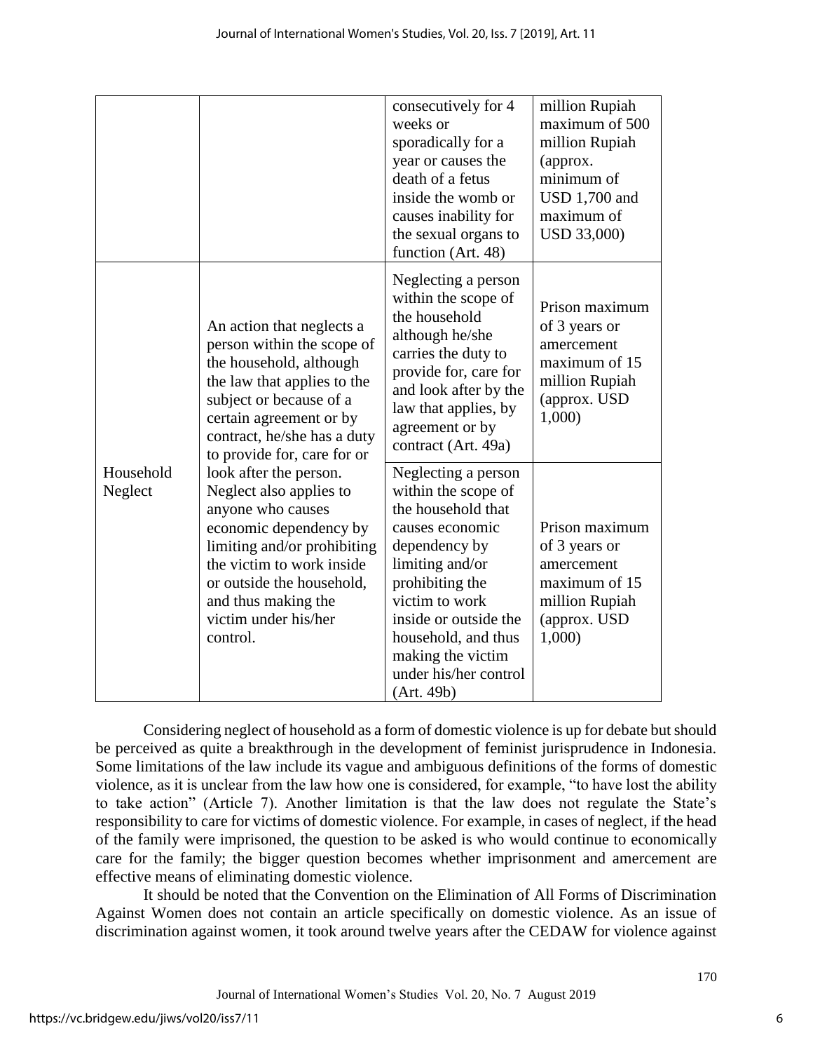| | | consecutively for 4 weeks or sporadically for a year or causes the death of a fetus inside the womb or causes inability for the sexual organs to function (Art. 48) | million Rupiah maximum of 500 million Rupiah (approx. minimum of USD 1,700 and maximum of USD 33,000) |
|---|---|---|---|
| Household Neglect | An action that neglects a person within the scope of the household, although the law that applies to the subject or because of a certain agreement or by contract, he/she has a duty to provide for, care for or look after the person. Neglect also applies to anyone who causes economic dependency by limiting and/or prohibiting the victim to work inside or outside the household, and thus making the victim under his/her control. | Neglecting a person within the scope of the household although he/she carries the duty to provide for, care for and look after by the law that applies, by agreement or by contract (Art. 49a) | Prison maximum of 3 years or amercement maximum of 15 million Rupiah (approx. USD 1,000) |
| | | Neglecting a person within the scope of the household that causes economic dependency by limiting and/or prohibiting the victim to work inside or outside the household, and thus making the victim under his/her control (Art. 49b) | Prison maximum of 3 years or amercement maximum of 15 million Rupiah (approx. USD 1,000) |

Considering neglect of household as a form of domestic violence is up for debate but should be perceived as quite a breakthrough in the development of feminist jurisprudence in Indonesia. Some limitations of the law include its vague and ambiguous definitions of the forms of domestic violence, as it is unclear from the law how one is considered, for example, "to have lost the ability to take action" (Article 7). Another limitation is that the law does not regulate the State's responsibility to care for victims of domestic violence. For example, in cases of neglect, if the head of the family were imprisoned, the question to be asked is who would continue to economically care for the family; the bigger question becomes whether imprisonment and amercement are effective means of eliminating domestic violence.

It should be noted that the Convention on the Elimination of All Forms of Discrimination Against Women does not contain an article specifically on domestic violence. As an issue of discrimination against women, it took around twelve years after the CEDAW for violence against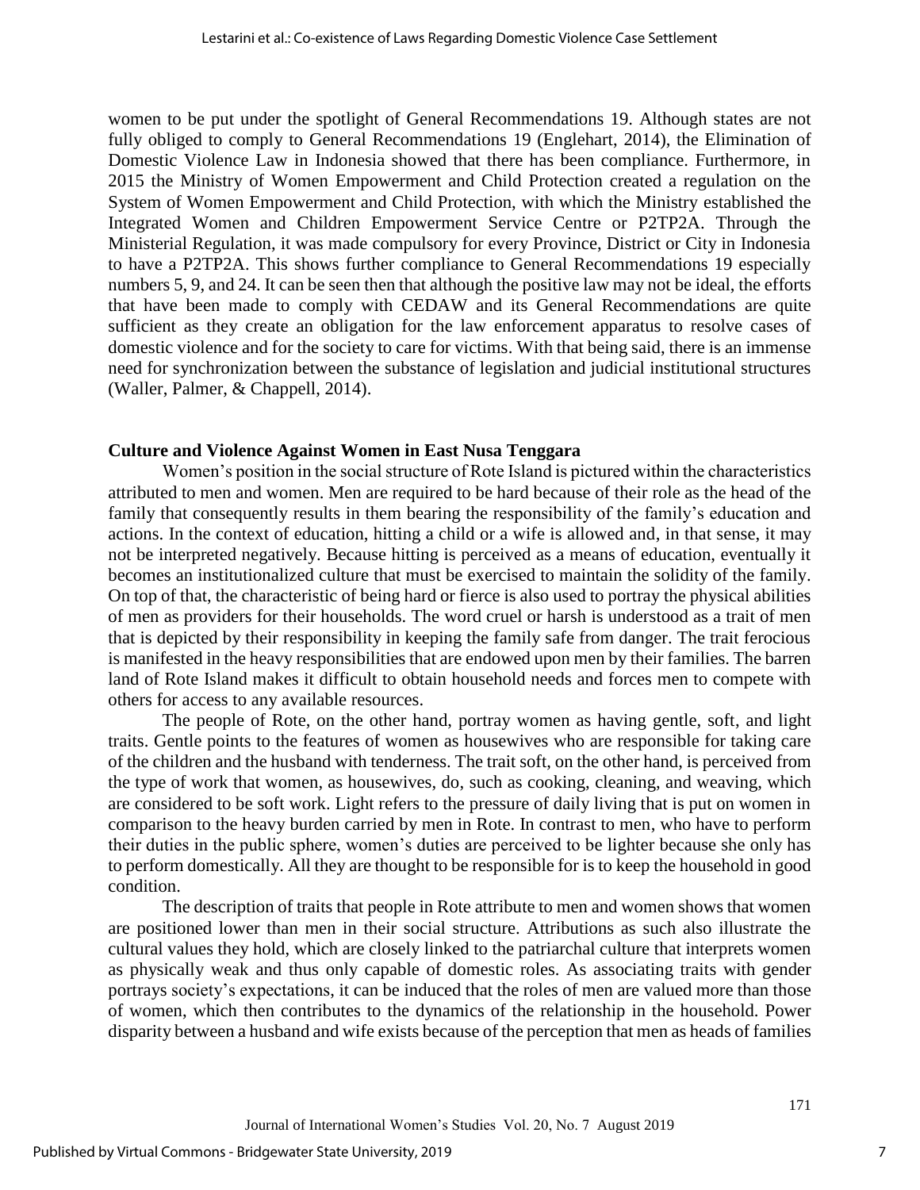women to be put under the spotlight of General Recommendations 19. Although states are not fully obliged to comply to General Recommendations 19 (Englehart, 2014), the Elimination of Domestic Violence Law in Indonesia showed that there has been compliance. Furthermore, in 2015 the Ministry of Women Empowerment and Child Protection created a regulation on the System of Women Empowerment and Child Protection, with which the Ministry established the Integrated Women and Children Empowerment Service Centre or P2TP2A. Through the Ministerial Regulation, it was made compulsory for every Province, District or City in Indonesia to have a P2TP2A. This shows further compliance to General Recommendations 19 especially numbers 5, 9, and 24. It can be seen then that although the positive law may not be ideal, the efforts that have been made to comply with CEDAW and its General Recommendations are quite sufficient as they create an obligation for the law enforcement apparatus to resolve cases of domestic violence and for the society to care for victims. With that being said, there is an immense need for synchronization between the substance of legislation and judicial institutional structures (Waller, Palmer, & Chappell, 2014).

## Culture and Violence Against Women in East Nusa Tenggara

Women's position in the social structure of Rote Island is pictured within the characteristics attributed to men and women. Men are required to be hard because of their role as the head of the family that consequently results in them bearing the responsibility of the family's education and actions. In the context of education, hitting a child or a wife is allowed and, in that sense, it may not be interpreted negatively. Because hitting is perceived as a means of education, eventually it becomes an institutionalized culture that must be exercised to maintain the solidity of the family. On top of that, the characteristic of being hard or fierce is also used to portray the physical abilities of men as providers for their households. The word cruel or harsh is understood as a trait of men that is depicted by their responsibility in keeping the family safe from danger. The trait ferocious is manifested in the heavy responsibilities that are endowed upon men by their families. The barren land of Rote Island makes it difficult to obtain household needs and forces men to compete with others for access to any available resources.

The people of Rote, on the other hand, portray women as having gentle, soft, and light traits. Gentle points to the features of women as housewives who are responsible for taking care of the children and the husband with tenderness. The trait soft, on the other hand, is perceived from the type of work that women, as housewives, do, such as cooking, cleaning, and weaving, which are considered to be soft work. Light refers to the pressure of daily living that is put on women in comparison to the heavy burden carried by men in Rote. In contrast to men, who have to perform their duties in the public sphere, women's duties are perceived to be lighter because she only has to perform domestically. All they are thought to be responsible for is to keep the household in good condition.

The description of traits that people in Rote attribute to men and women shows that women are positioned lower than men in their social structure. Attributions as such also illustrate the cultural values they hold, which are closely linked to the patriarchal culture that interprets women as physically weak and thus only capable of domestic roles. As associating traits with gender portrays society's expectations, it can be induced that the roles of men are valued more than those of women, which then contributes to the dynamics of the relationship in the household. Power disparity between a husband and wife exists because of the perception that men as heads of families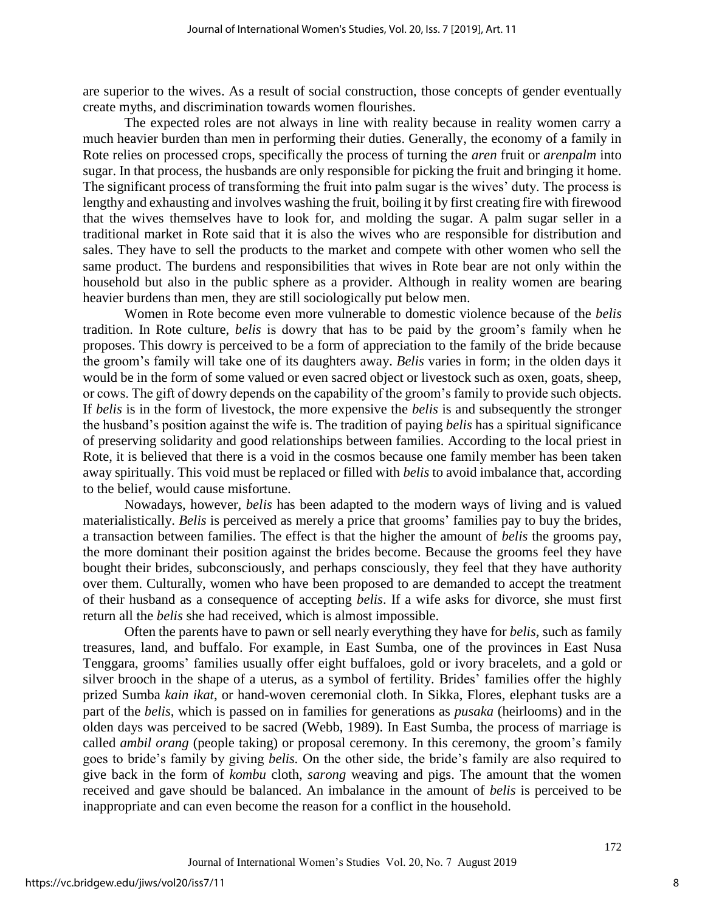are superior to the wives. As a result of social construction, those concepts of gender eventually create myths, and discrimination towards women flourishes.

The expected roles are not always in line with reality because in reality women carry a much heavier burden than men in performing their duties. Generally, the economy of a family in Rote relies on processed crops, specifically the process of turning the *aren* fruit or *arenpalm* into sugar. In that process, the husbands are only responsible for picking the fruit and bringing it home. The significant process of transforming the fruit into palm sugar is the wives' duty. The process is lengthy and exhausting and involves washing the fruit, boiling it by first creating fire with firewood that the wives themselves have to look for, and molding the sugar. A palm sugar seller in a traditional market in Rote said that it is also the wives who are responsible for distribution and sales. They have to sell the products to the market and compete with other women who sell the same product. The burdens and responsibilities that wives in Rote bear are not only within the household but also in the public sphere as a provider. Although in reality women are bearing heavier burdens than men, they are still sociologically put below men.

Women in Rote become even more vulnerable to domestic violence because of the *belis* tradition. In Rote culture, *belis* is dowry that has to be paid by the groom's family when he proposes. This dowry is perceived to be a form of appreciation to the family of the bride because the groom's family will take one of its daughters away. *Belis* varies in form; in the olden days it would be in the form of some valued or even sacred object or livestock such as oxen, goats, sheep, or cows. The gift of dowry depends on the capability of the groom's family to provide such objects. If *belis* is in the form of livestock, the more expensive the *belis* is and subsequently the stronger the husband's position against the wife is. The tradition of paying *belis* has a spiritual significance of preserving solidarity and good relationships between families. According to the local priest in Rote, it is believed that there is a void in the cosmos because one family member has been taken away spiritually. This void must be replaced or filled with *belis* to avoid imbalance that, according to the belief, would cause misfortune.

Nowadays, however, *belis* has been adapted to the modern ways of living and is valued materialistically. *Belis* is perceived as merely a price that grooms' families pay to buy the brides, a transaction between families. The effect is that the higher the amount of *belis* the grooms pay, the more dominant their position against the brides become. Because the grooms feel they have bought their brides, subconsciously, and perhaps consciously, they feel that they have authority over them. Culturally, women who have been proposed to are demanded to accept the treatment of their husband as a consequence of accepting *belis*. If a wife asks for divorce, she must first return all the *belis* she had received, which is almost impossible.

Often the parents have to pawn or sell nearly everything they have for *belis*, such as family treasures, land, and buffalo. For example, in East Sumba, one of the provinces in East Nusa Tenggara, grooms' families usually offer eight buffaloes, gold or ivory bracelets, and a gold or silver brooch in the shape of a uterus, as a symbol of fertility. Brides' families offer the highly prized Sumba *kain ikat*, or hand-woven ceremonial cloth. In Sikka, Flores, elephant tusks are a part of the *belis*, which is passed on in families for generations as *pusaka* (heirlooms) and in the olden days was perceived to be sacred (Webb, 1989). In East Sumba, the process of marriage is called *ambil orang* (people taking) or proposal ceremony. In this ceremony, the groom's family goes to bride's family by giving *belis.* On the other side, the bride's family are also required to give back in the form of *kombu* cloth, *sarong* weaving and pigs. The amount that the women received and gave should be balanced. An imbalance in the amount of *belis* is perceived to be inappropriate and can even become the reason for a conflict in the household.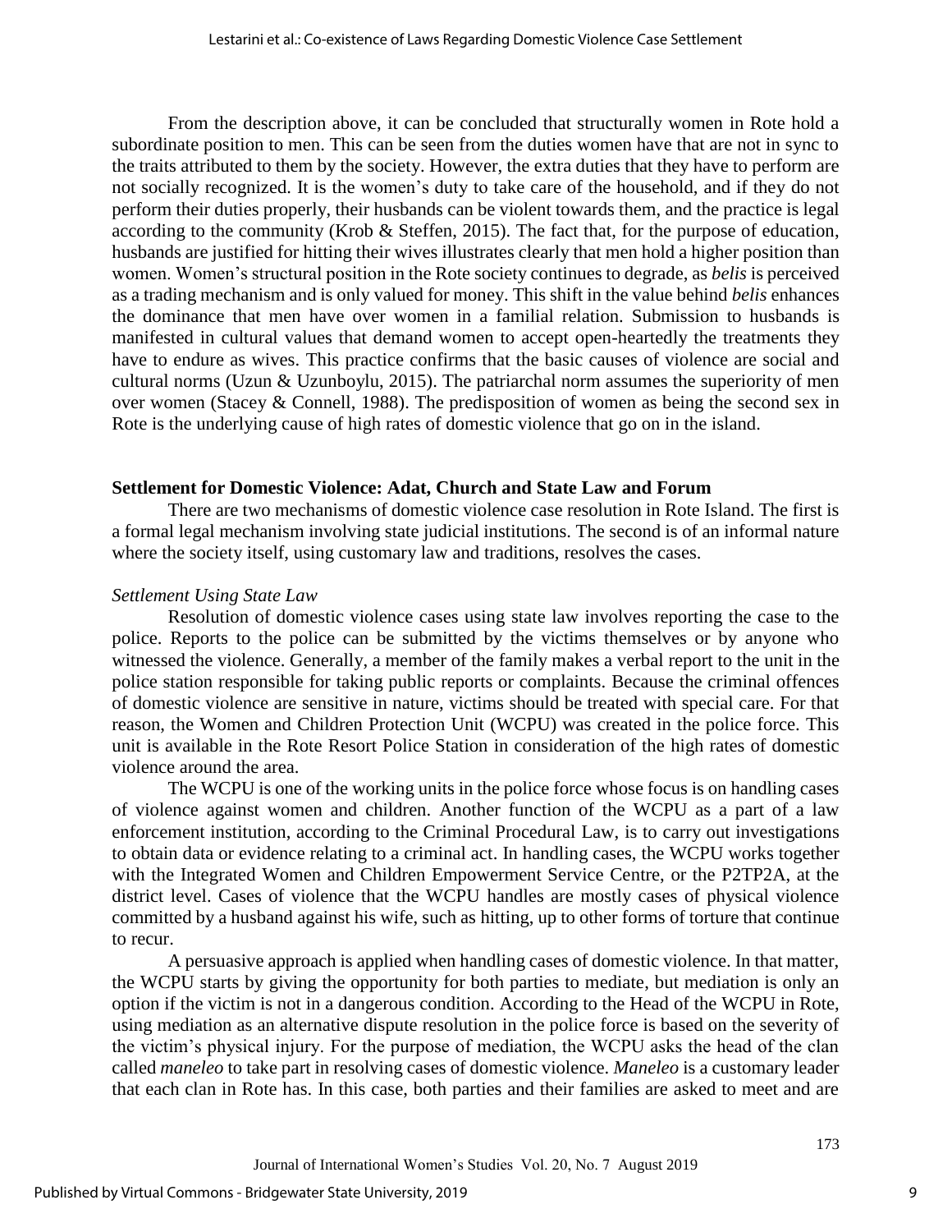From the description above, it can be concluded that structurally women in Rote hold a subordinate position to men. This can be seen from the duties women have that are not in sync to the traits attributed to them by the society. However, the extra duties that they have to perform are not socially recognized. It is the women's duty to take care of the household, and if they do not perform their duties properly, their husbands can be violent towards them, and the practice is legal according to the community (Krob & Steffen, 2015). The fact that, for the purpose of education, husbands are justified for hitting their wives illustrates clearly that men hold a higher position than women. Women's structural position in the Rote society continues to degrade, as *belis* is perceived as a trading mechanism and is only valued for money. This shift in the value behind *belis* enhances the dominance that men have over women in a familial relation. Submission to husbands is manifested in cultural values that demand women to accept open-heartedly the treatments they have to endure as wives. This practice confirms that the basic causes of violence are social and cultural norms (Uzun & Uzunboylu, 2015). The patriarchal norm assumes the superiority of men over women (Stacey & Connell, 1988). The predisposition of women as being the second sex in Rote is the underlying cause of high rates of domestic violence that go on in the island.

## Settlement for Domestic Violence: Adat, Church and State Law and Forum

There are two mechanisms of domestic violence case resolution in Rote Island. The first is a formal legal mechanism involving state judicial institutions. The second is of an informal nature where the society itself, using customary law and traditions, resolves the cases.

### *Settlement Using State Law*

Resolution of domestic violence cases using state law involves reporting the case to the police. Reports to the police can be submitted by the victims themselves or by anyone who witnessed the violence. Generally, a member of the family makes a verbal report to the unit in the police station responsible for taking public reports or complaints. Because the criminal offences of domestic violence are sensitive in nature, victims should be treated with special care. For that reason, the Women and Children Protection Unit (WCPU) was created in the police force. This unit is available in the Rote Resort Police Station in consideration of the high rates of domestic violence around the area.

The WCPU is one of the working units in the police force whose focus is on handling cases of violence against women and children. Another function of the WCPU as a part of a law enforcement institution, according to the Criminal Procedural Law, is to carry out investigations to obtain data or evidence relating to a criminal act. In handling cases, the WCPU works together with the Integrated Women and Children Empowerment Service Centre, or the P2TP2A, at the district level. Cases of violence that the WCPU handles are mostly cases of physical violence committed by a husband against his wife, such as hitting, up to other forms of torture that continue to recur.

A persuasive approach is applied when handling cases of domestic violence. In that matter, the WCPU starts by giving the opportunity for both parties to mediate, but mediation is only an option if the victim is not in a dangerous condition. According to the Head of the WCPU in Rote, using mediation as an alternative dispute resolution in the police force is based on the severity of the victim's physical injury. For the purpose of mediation, the WCPU asks the head of the clan called *maneleo* to take part in resolving cases of domestic violence. *Maneleo* is a customary leader that each clan in Rote has. In this case, both parties and their families are asked to meet and are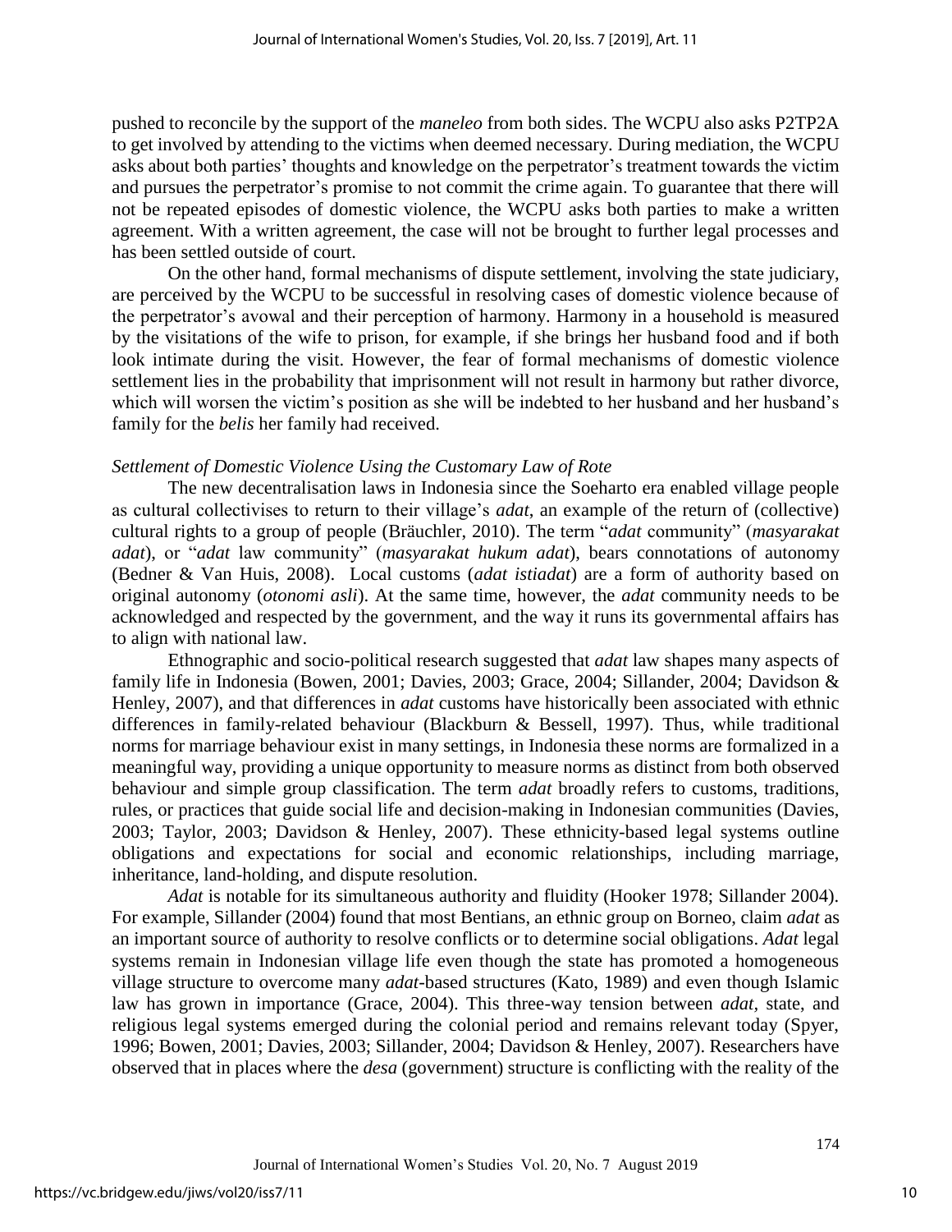pushed to reconcile by the support of the *maneleo* from both sides. The WCPU also asks P2TP2A to get involved by attending to the victims when deemed necessary. During mediation, the WCPU asks about both parties' thoughts and knowledge on the perpetrator's treatment towards the victim and pursues the perpetrator's promise to not commit the crime again. To guarantee that there will not be repeated episodes of domestic violence, the WCPU asks both parties to make a written agreement. With a written agreement, the case will not be brought to further legal processes and has been settled outside of court.

On the other hand, formal mechanisms of dispute settlement, involving the state judiciary, are perceived by the WCPU to be successful in resolving cases of domestic violence because of the perpetrator's avowal and their perception of harmony. Harmony in a household is measured by the visitations of the wife to prison, for example, if she brings her husband food and if both look intimate during the visit. However, the fear of formal mechanisms of domestic violence settlement lies in the probability that imprisonment will not result in harmony but rather divorce, which will worsen the victim's position as she will be indebted to her husband and her husband's family for the *belis* her family had received.

### *Settlement of Domestic Violence Using the Customary Law of Rote*

The new decentralisation laws in Indonesia since the Soeharto era enabled village people as cultural collectivises to return to their village's *adat*, an example of the return of (collective) cultural rights to a group of people (Bräuchler, 2010). The term "*adat* community" (*masyarakat adat*), or "*adat* law community" (*masyarakat hukum adat*), bears connotations of autonomy (Bedner & Van Huis, 2008). Local customs (*adat istiadat*) are a form of authority based on original autonomy (*otonomi asli*). At the same time, however, the *adat* community needs to be acknowledged and respected by the government, and the way it runs its governmental affairs has to align with national law.

Ethnographic and socio-political research suggested that *adat* law shapes many aspects of family life in Indonesia (Bowen, 2001; Davies, 2003; Grace, 2004; Sillander, 2004; Davidson & Henley, 2007), and that differences in *adat* customs have historically been associated with ethnic differences in family-related behaviour (Blackburn & Bessell, 1997). Thus, while traditional norms for marriage behaviour exist in many settings, in Indonesia these norms are formalized in a meaningful way, providing a unique opportunity to measure norms as distinct from both observed behaviour and simple group classification. The term *adat* broadly refers to customs, traditions, rules, or practices that guide social life and decision-making in Indonesian communities (Davies, 2003; Taylor, 2003; Davidson & Henley, 2007). These ethnicity-based legal systems outline obligations and expectations for social and economic relationships, including marriage, inheritance, land-holding, and dispute resolution.

*Adat* is notable for its simultaneous authority and fluidity (Hooker 1978; Sillander 2004). For example, Sillander (2004) found that most Bentians, an ethnic group on Borneo, claim *adat* as an important source of authority to resolve conflicts or to determine social obligations. *Adat* legal systems remain in Indonesian village life even though the state has promoted a homogeneous village structure to overcome many *adat*-based structures (Kato, 1989) and even though Islamic law has grown in importance (Grace, 2004). This three-way tension between *adat*, state, and religious legal systems emerged during the colonial period and remains relevant today (Spyer, 1996; Bowen, 2001; Davies, 2003; Sillander, 2004; Davidson & Henley, 2007). Researchers have observed that in places where the *desa* (government) structure is conflicting with the reality of the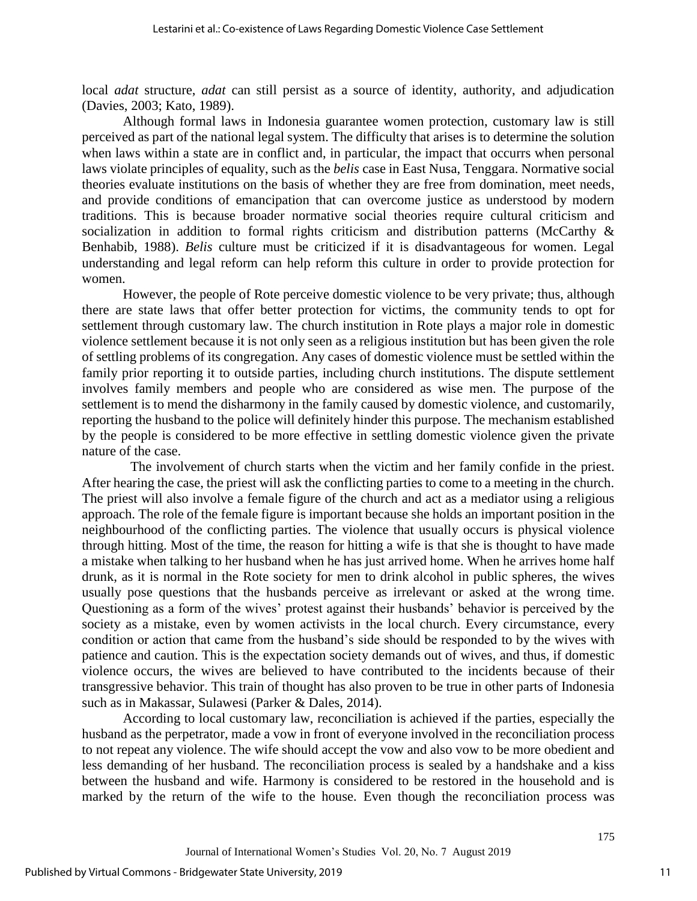local *adat* structure, *adat* can still persist as a source of identity, authority, and adjudication (Davies, 2003; Kato, 1989).

Although formal laws in Indonesia guarantee women protection, customary law is still perceived as part of the national legal system. The difficulty that arises is to determine the solution when laws within a state are in conflict and, in particular, the impact that occurrs when personal laws violate principles of equality, such as the *belis* case in East Nusa, Tenggara. Normative social theories evaluate institutions on the basis of whether they are free from domination, meet needs, and provide conditions of emancipation that can overcome justice as understood by modern traditions. This is because broader normative social theories require cultural criticism and socialization in addition to formal rights criticism and distribution patterns (McCarthy & Benhabib, 1988). *Belis* culture must be criticized if it is disadvantageous for women. Legal understanding and legal reform can help reform this culture in order to provide protection for women.

However, the people of Rote perceive domestic violence to be very private; thus, although there are state laws that offer better protection for victims, the community tends to opt for settlement through customary law. The church institution in Rote plays a major role in domestic violence settlement because it is not only seen as a religious institution but has been given the role of settling problems of its congregation. Any cases of domestic violence must be settled within the family prior reporting it to outside parties, including church institutions. The dispute settlement involves family members and people who are considered as wise men. The purpose of the settlement is to mend the disharmony in the family caused by domestic violence, and customarily, reporting the husband to the police will definitely hinder this purpose. The mechanism established by the people is considered to be more effective in settling domestic violence given the private nature of the case.

The involvement of church starts when the victim and her family confide in the priest. After hearing the case, the priest will ask the conflicting parties to come to a meeting in the church. The priest will also involve a female figure of the church and act as a mediator using a religious approach. The role of the female figure is important because she holds an important position in the neighbourhood of the conflicting parties. The violence that usually occurs is physical violence through hitting. Most of the time, the reason for hitting a wife is that she is thought to have made a mistake when talking to her husband when he has just arrived home. When he arrives home half drunk, as it is normal in the Rote society for men to drink alcohol in public spheres, the wives usually pose questions that the husbands perceive as irrelevant or asked at the wrong time. Questioning as a form of the wives' protest against their husbands' behavior is perceived by the society as a mistake, even by women activists in the local church. Every circumstance, every condition or action that came from the husband's side should be responded to by the wives with patience and caution. This is the expectation society demands out of wives, and thus, if domestic violence occurs, the wives are believed to have contributed to the incidents because of their transgressive behavior. This train of thought has also proven to be true in other parts of Indonesia such as in Makassar, Sulawesi (Parker & Dales, 2014).

According to local customary law, reconciliation is achieved if the parties, especially the husband as the perpetrator, made a vow in front of everyone involved in the reconciliation process to not repeat any violence. The wife should accept the vow and also vow to be more obedient and less demanding of her husband. The reconciliation process is sealed by a handshake and a kiss between the husband and wife. Harmony is considered to be restored in the household and is marked by the return of the wife to the house. Even though the reconciliation process was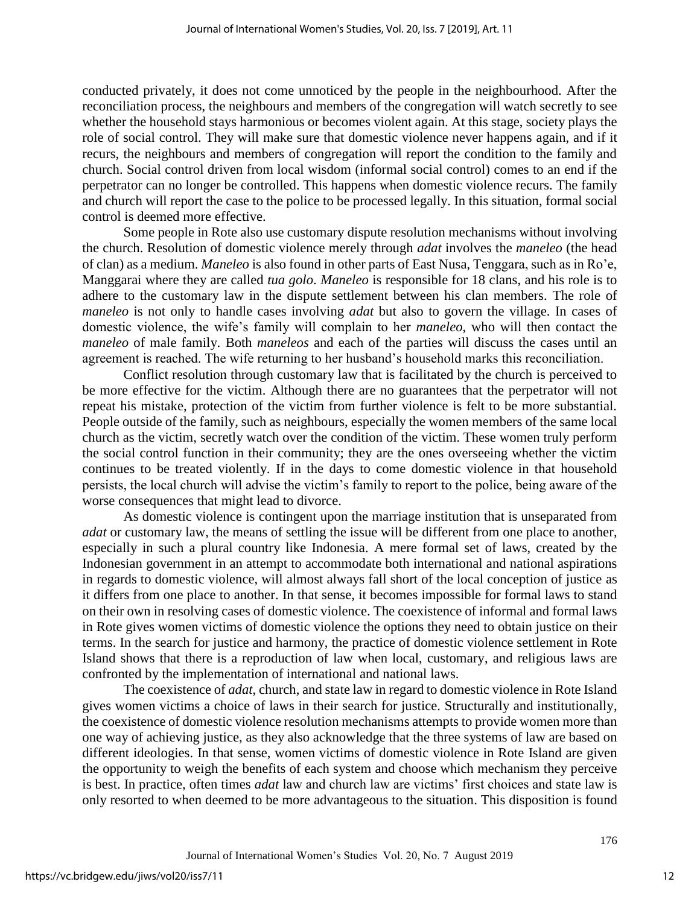conducted privately, it does not come unnoticed by the people in the neighbourhood. After the reconciliation process, the neighbours and members of the congregation will watch secretly to see whether the household stays harmonious or becomes violent again. At this stage, society plays the role of social control. They will make sure that domestic violence never happens again, and if it recurs, the neighbours and members of congregation will report the condition to the family and church. Social control driven from local wisdom (informal social control) comes to an end if the perpetrator can no longer be controlled. This happens when domestic violence recurs. The family and church will report the case to the police to be processed legally. In this situation, formal social control is deemed more effective.

Some people in Rote also use customary dispute resolution mechanisms without involving the church. Resolution of domestic violence merely through *adat* involves the *maneleo* (the head of clan) as a medium. *Maneleo* is also found in other parts of East Nusa, Tenggara, such as in Ro'e, Manggarai where they are called *tua golo*. *Maneleo* is responsible for 18 clans, and his role is to adhere to the customary law in the dispute settlement between his clan members. The role of *maneleo* is not only to handle cases involving *adat* but also to govern the village. In cases of domestic violence, the wife's family will complain to her *maneleo*, who will then contact the *maneleo* of male family. Both *maneleos* and each of the parties will discuss the cases until an agreement is reached. The wife returning to her husband's household marks this reconciliation.

Conflict resolution through customary law that is facilitated by the church is perceived to be more effective for the victim. Although there are no guarantees that the perpetrator will not repeat his mistake, protection of the victim from further violence is felt to be more substantial. People outside of the family, such as neighbours, especially the women members of the same local church as the victim, secretly watch over the condition of the victim. These women truly perform the social control function in their community; they are the ones overseeing whether the victim continues to be treated violently. If in the days to come domestic violence in that household persists, the local church will advise the victim's family to report to the police, being aware of the worse consequences that might lead to divorce.

As domestic violence is contingent upon the marriage institution that is unseparated from *adat* or customary law, the means of settling the issue will be different from one place to another, especially in such a plural country like Indonesia. A mere formal set of laws, created by the Indonesian government in an attempt to accommodate both international and national aspirations in regards to domestic violence, will almost always fall short of the local conception of justice as it differs from one place to another. In that sense, it becomes impossible for formal laws to stand on their own in resolving cases of domestic violence. The coexistence of informal and formal laws in Rote gives women victims of domestic violence the options they need to obtain justice on their terms. In the search for justice and harmony, the practice of domestic violence settlement in Rote Island shows that there is a reproduction of law when local, customary, and religious laws are confronted by the implementation of international and national laws.

The coexistence of *adat*, church, and state law in regard to domestic violence in Rote Island gives women victims a choice of laws in their search for justice. Structurally and institutionally, the coexistence of domestic violence resolution mechanisms attempts to provide women more than one way of achieving justice, as they also acknowledge that the three systems of law are based on different ideologies. In that sense, women victims of domestic violence in Rote Island are given the opportunity to weigh the benefits of each system and choose which mechanism they perceive is best. In practice, often times *adat* law and church law are victims' first choices and state law is only resorted to when deemed to be more advantageous to the situation. This disposition is found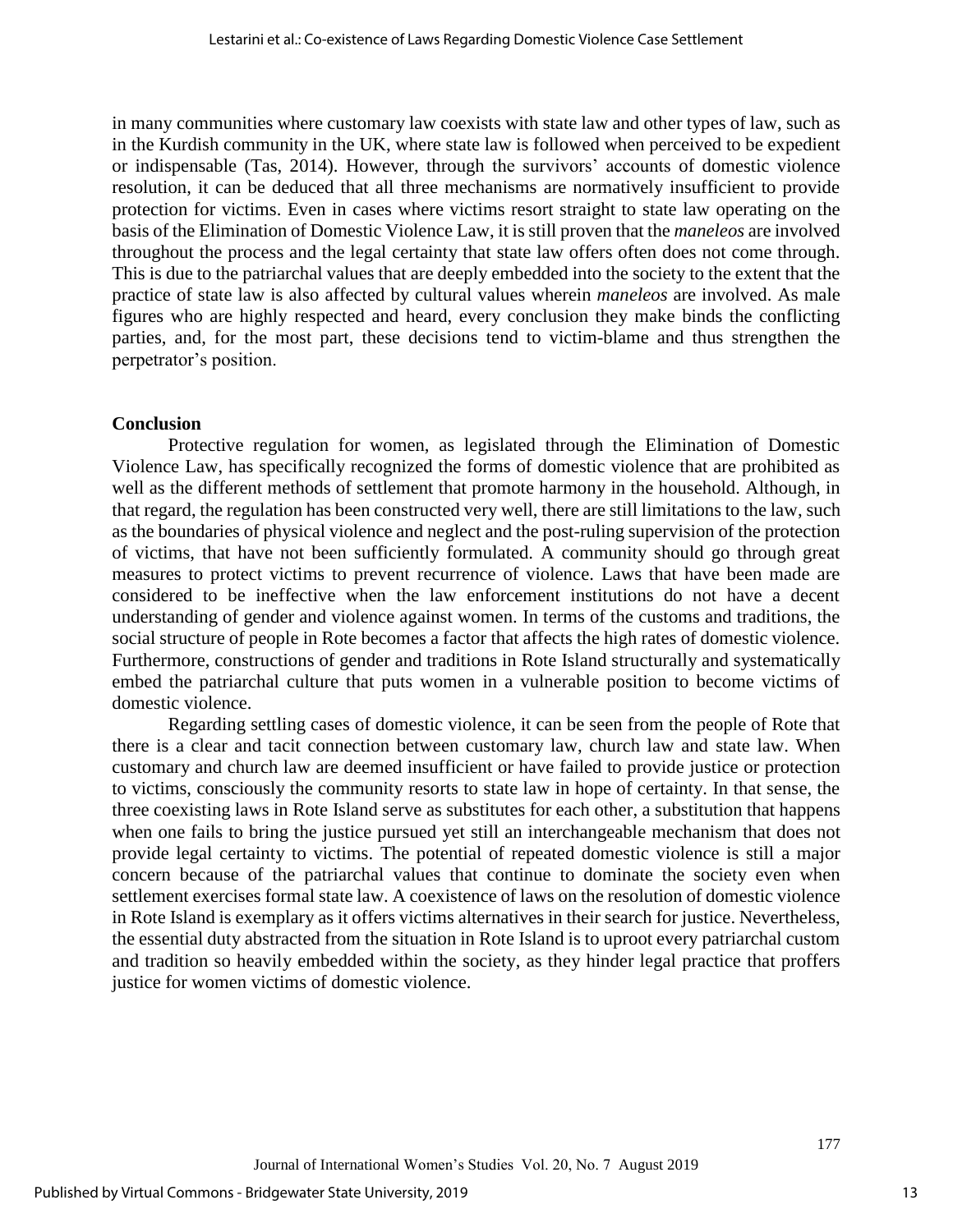in many communities where customary law coexists with state law and other types of law, such as in the Kurdish community in the UK, where state law is followed when perceived to be expedient or indispensable (Tas, 2014). However, through the survivors' accounts of domestic violence resolution, it can be deduced that all three mechanisms are normatively insufficient to provide protection for victims. Even in cases where victims resort straight to state law operating on the basis of the Elimination of Domestic Violence Law, it is still proven that the *maneleos* are involved throughout the process and the legal certainty that state law offers often does not come through. This is due to the patriarchal values that are deeply embedded into the society to the extent that the practice of state law is also affected by cultural values wherein *maneleos* are involved. As male figures who are highly respected and heard, every conclusion they make binds the conflicting parties, and, for the most part, these decisions tend to victim-blame and thus strengthen the perpetrator's position.

## Conclusion

Protective regulation for women, as legislated through the Elimination of Domestic Violence Law, has specifically recognized the forms of domestic violence that are prohibited as well as the different methods of settlement that promote harmony in the household. Although, in that regard, the regulation has been constructed very well, there are still limitations to the law, such as the boundaries of physical violence and neglect and the post-ruling supervision of the protection of victims, that have not been sufficiently formulated. A community should go through great measures to protect victims to prevent recurrence of violence. Laws that have been made are considered to be ineffective when the law enforcement institutions do not have a decent understanding of gender and violence against women. In terms of the customs and traditions, the social structure of people in Rote becomes a factor that affects the high rates of domestic violence. Furthermore, constructions of gender and traditions in Rote Island structurally and systematically embed the patriarchal culture that puts women in a vulnerable position to become victims of domestic violence.

Regarding settling cases of domestic violence, it can be seen from the people of Rote that there is a clear and tacit connection between customary law, church law and state law. When customary and church law are deemed insufficient or have failed to provide justice or protection to victims, consciously the community resorts to state law in hope of certainty. In that sense, the three coexisting laws in Rote Island serve as substitutes for each other, a substitution that happens when one fails to bring the justice pursued yet still an interchangeable mechanism that does not provide legal certainty to victims. The potential of repeated domestic violence is still a major concern because of the patriarchal values that continue to dominate the society even when settlement exercises formal state law. A coexistence of laws on the resolution of domestic violence in Rote Island is exemplary as it offers victims alternatives in their search for justice. Nevertheless, the essential duty abstracted from the situation in Rote Island is to uproot every patriarchal custom and tradition so heavily embedded within the society, as they hinder legal practice that proffers justice for women victims of domestic violence.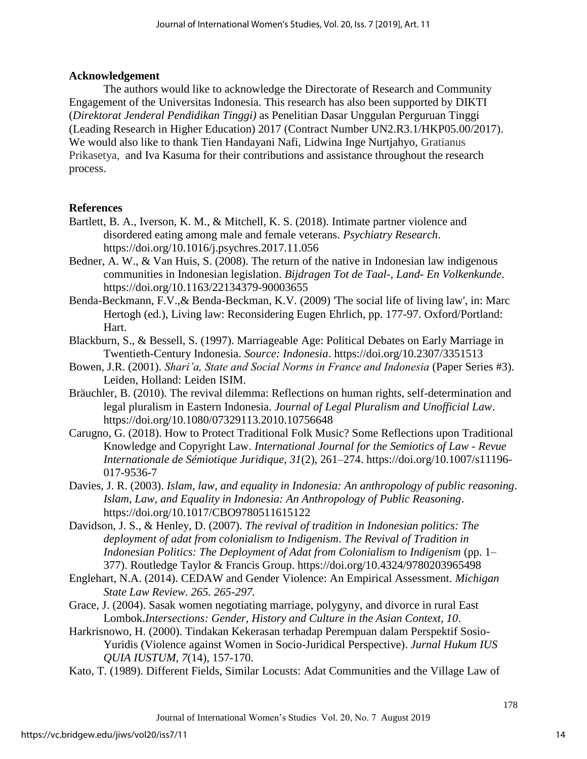## Acknowledgement

The authors would like to acknowledge the Directorate of Research and Community Engagement of the Universitas Indonesia. This research has also been supported by DIKTI (*Direktorat Jenderal Pendidikan Tinggi)* as Penelitian Dasar Unggulan Perguruan Tinggi (Leading Research in Higher Education) 2017 (Contract Number UN2.R3.1/HKP05.00/2017). We would also like to thank Tien Handayani Nafi, Lidwina Inge Nurtjahyo, Gratianus Prikasetya, and Iva Kasuma for their contributions and assistance throughout the research process.

## References

Bartlett, B. A., Iverson, K. M., & Mitchell, K. S. (2018). Intimate partner violence and disordered eating among male and female veterans. *Psychiatry Research*. https://doi.org/10.1016/j.psychres.2017.11.056

Bedner, A. W., & Van Huis, S. (2008). The return of the native in Indonesian law indigenous communities in Indonesian legislation. *Bijdragen Tot de Taal-, Land- En Volkenkunde*. https://doi.org/10.1163/22134379-90003655

Benda-Beckmann, F.V.,& Benda-Beckman, K.V. (2009) 'The social life of living law', in: Marc Hertogh (ed.), Living law: Reconsidering Eugen Ehrlich, pp. 177-97. Oxford/Portland: Hart.

Blackburn, S., & Bessell, S. (1997). Marriageable Age: Political Debates on Early Marriage in Twentieth-Century Indonesia. *Source: Indonesia*. https://doi.org/10.2307/3351513

Bowen, J.R. (2001). *Shari'a, State and Social Norms in France and Indonesia* (Paper Series #3). Leiden, Holland: Leiden ISIM.

Bräuchler, B. (2010). The revival dilemma: Reflections on human rights, self-determination and legal pluralism in Eastern Indonesia. *Journal of Legal Pluralism and Unofficial Law*. https://doi.org/10.1080/07329113.2010.10756648

Carugno, G. (2018). How to Protect Traditional Folk Music? Some Reflections upon Traditional Knowledge and Copyright Law. *International Journal for the Semiotics of Law - Revue Internationale de Sémiotique Juridique*, *31*(2), 261–274. https://doi.org/10.1007/s11196-017-9536-7

Davies, J. R. (2003). *Islam, law, and equality in Indonesia: An anthropology of public reasoning*. *Islam, Law, and Equality in Indonesia: An Anthropology of Public Reasoning*. https://doi.org/10.1017/CBO9780511615122

Davidson, J. S., & Henley, D. (2007). *The revival of tradition in Indonesian politics: The deployment of adat from colonialism to Indigenism*. *The Revival of Tradition in Indonesian Politics: The Deployment of Adat from Colonialism to Indigenism* (pp. 1–377). Routledge Taylor & Francis Group. https://doi.org/10.4324/9780203965498

Englehart, N.A. (2014). CEDAW and Gender Violence: An Empirical Assessment. *Michigan State Law Review. 265. 265-297.*

Grace, J. (2004). Sasak women negotiating marriage, polygyny, and divorce in rural East Lombok.*Intersections: Gender, History and Culture in the Asian Context, 10*.

Harkrisnowo, H. (2000). Tindakan Kekerasan terhadap Perempuan dalam Perspektif Sosio-Yuridis (Violence against Women in Socio-Juridical Perspective). *Jurnal Hukum IUS QUIA IUSTUM, 7*(14), 157-170.

Kato, T. (1989). Different Fields, Similar Locusts: Adat Communities and the Village Law of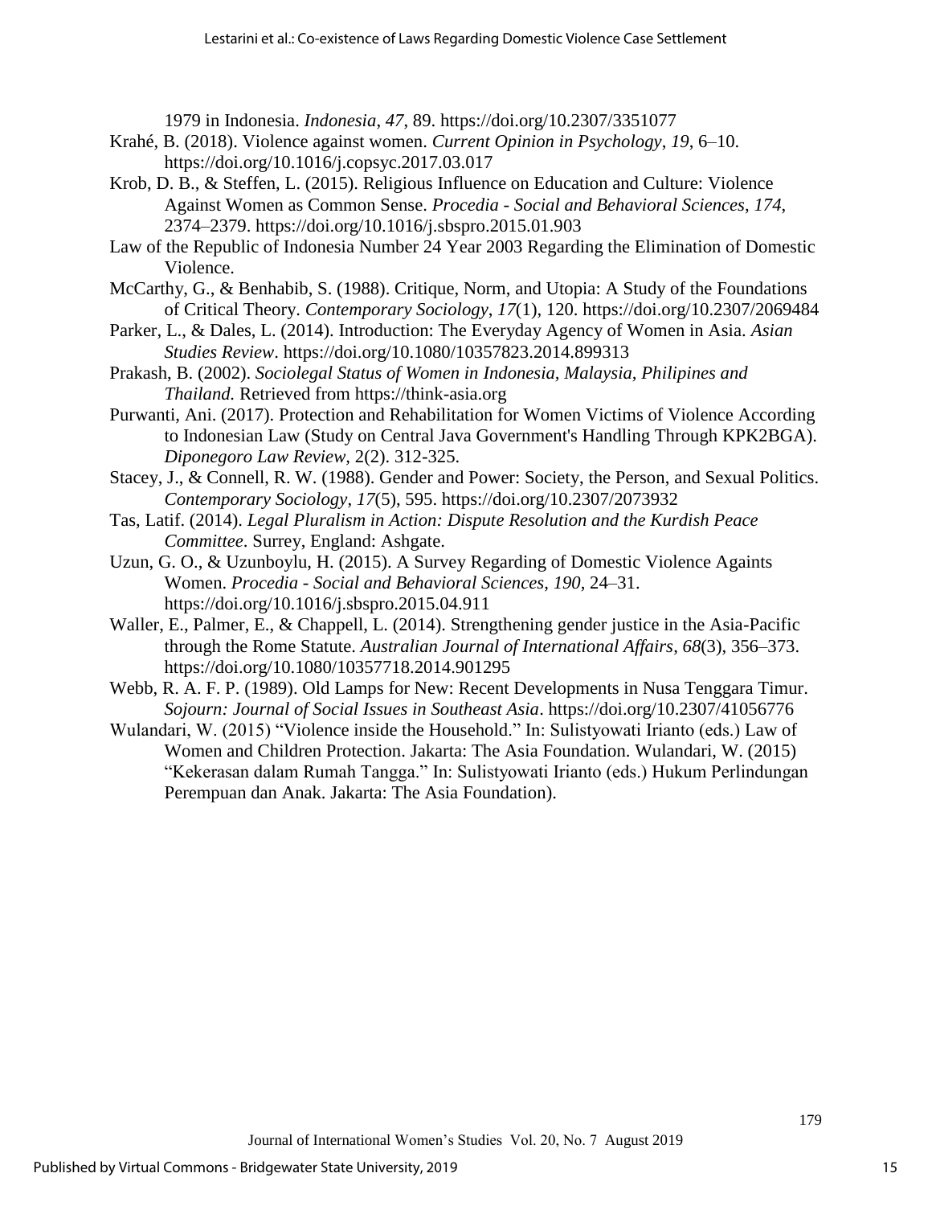1979 in Indonesia. *Indonesia*, *47*, 89. https://doi.org/10.2307/3351077

Krahé, B. (2018). Violence against women. *Current Opinion in Psychology*, *19*, 6–10. https://doi.org/10.1016/j.copsyc.2017.03.017

Krob, D. B., & Steffen, L. (2015). Religious Influence on Education and Culture: Violence Against Women as Common Sense. *Procedia - Social and Behavioral Sciences*, *174*, 2374–2379. https://doi.org/10.1016/j.sbspro.2015.01.903

Law of the Republic of Indonesia Number 24 Year 2003 Regarding the Elimination of Domestic Violence.

McCarthy, G., & Benhabib, S. (1988). Critique, Norm, and Utopia: A Study of the Foundations of Critical Theory. *Contemporary Sociology*, *17*(1), 120. https://doi.org/10.2307/2069484

Parker, L., & Dales, L. (2014). Introduction: The Everyday Agency of Women in Asia. *Asian Studies Review*. https://doi.org/10.1080/10357823.2014.899313

Prakash, B. (2002). *Sociolegal Status of Women in Indonesia, Malaysia, Philipines and Thailand.* Retrieved from https://think-asia.org

Purwanti, Ani. (2017). Protection and Rehabilitation for Women Victims of Violence According to Indonesian Law (Study on Central Java Government's Handling Through KPK2BGA). *Diponegoro Law Review*, 2(2). 312-325.

Stacey, J., & Connell, R. W. (1988). Gender and Power: Society, the Person, and Sexual Politics. *Contemporary Sociology*, *17*(5), 595. https://doi.org/10.2307/2073932

Tas, Latif. (2014). *Legal Pluralism in Action: Dispute Resolution and the Kurdish Peace Committee*. Surrey, England: Ashgate.

Uzun, G. O., & Uzunboylu, H. (2015). A Survey Regarding of Domestic Violence Againts Women. *Procedia - Social and Behavioral Sciences*, *190*, 24–31. https://doi.org/10.1016/j.sbspro.2015.04.911

Waller, E., Palmer, E., & Chappell, L. (2014). Strengthening gender justice in the Asia-Pacific through the Rome Statute. *Australian Journal of International Affairs*, *68*(3), 356–373. https://doi.org/10.1080/10357718.2014.901295

Webb, R. A. F. P. (1989). Old Lamps for New: Recent Developments in Nusa Tenggara Timur. *Sojourn: Journal of Social Issues in Southeast Asia*. https://doi.org/10.2307/41056776

Wulandari, W. (2015) "Violence inside the Household." In: Sulistyowati Irianto (eds.) Law of Women and Children Protection. Jakarta: The Asia Foundation. Wulandari, W. (2015) "Kekerasan dalam Rumah Tangga." In: Sulistyowati Irianto (eds.) Hukum Perlindungan Perempuan dan Anak. Jakarta: The Asia Foundation).